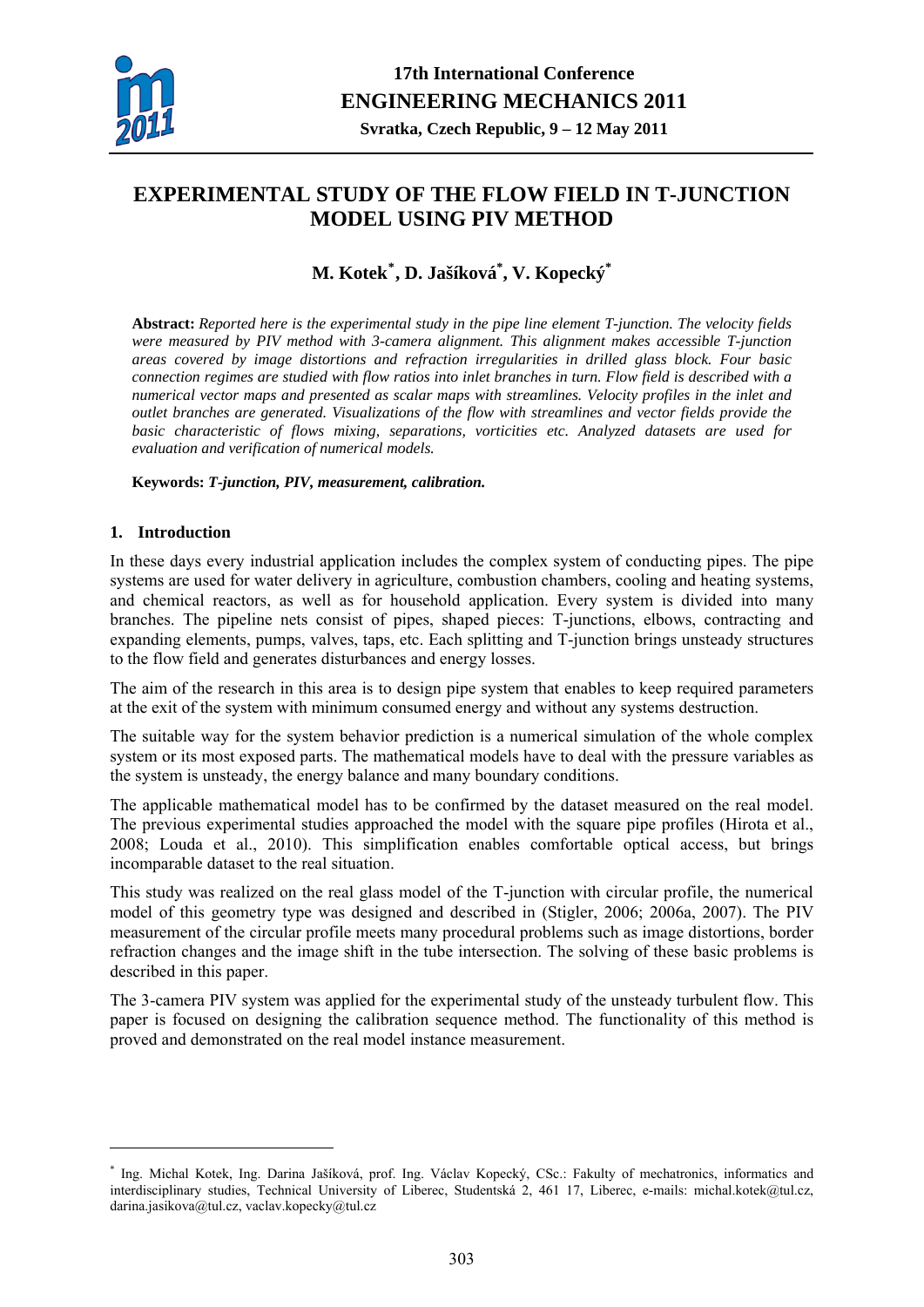# EXPERIMENTAL STUDY OF THE FLOW FIELD IN T-JUNCTION MODEL USING PIV METHOD

## M. Kotek*, D. Jašíková*, V. Kopecký*

**Abstract:** *Reported here is the experimental study in the pipe line element T-junction. The velocity fields were measured by PIV method with 3-camera alignment. This alignment makes accessible T-junction areas covered by image distortions and refraction irregularities in drilled glass block. Four basic connection regimes are studied with flow ratios into inlet branches in turn. Flow field is described with a numerical vector maps and presented as scalar maps with streamlines. Velocity profiles in the inlet and outlet branches are generated. Visualizations of the flow with streamlines and vector fields provide the basic characteristic of flows mixing, separations, vorticities etc. Analyzed datasets are used for evaluation and verification of numerical models.*

**Keywords:** ***T-junction, PIV, measurement, calibration.***

## 1. Introduction

In these days every industrial application includes the complex system of conducting pipes. The pipe systems are used for water delivery in agriculture, combustion chambers, cooling and heating systems, and chemical reactors, as well as for household application. Every system is divided into many branches. The pipeline nets consist of pipes, shaped pieces: T-junctions, elbows, contracting and expanding elements, pumps, valves, taps, etc. Each splitting and T-junction brings unsteady structures to the flow field and generates disturbances and energy losses.

The aim of the research in this area is to design pipe system that enables to keep required parameters at the exit of the system with minimum consumed energy and without any systems destruction.

The suitable way for the system behavior prediction is a numerical simulation of the whole complex system or its most exposed parts. The mathematical models have to deal with the pressure variables as the system is unsteady, the energy balance and many boundary conditions.

The applicable mathematical model has to be confirmed by the dataset measured on the real model. The previous experimental studies approached the model with the square pipe profiles (Hirota et al., 2008; Louda et al., 2010). This simplification enables comfortable optical access, but brings incomparable dataset to the real situation.

This study was realized on the real glass model of the T-junction with circular profile, the numerical model of this geometry type was designed and described in (Stigler, 2006; 2006a, 2007). The PIV measurement of the circular profile meets many procedural problems such as image distortions, border refraction changes and the image shift in the tube intersection. The solving of these basic problems is described in this paper.

The 3-camera PIV system was applied for the experimental study of the unsteady turbulent flow. This paper is focused on designing the calibration sequence method. The functionality of this method is proved and demonstrated on the real model instance measurement.

---

* Ing. Michal Kotek, Ing. Darina Jašíková, prof. Ing. Václav Kopecký, CSc.: Fakulty of mechatronics, informatics and interdisciplinary studies, Technical University of Liberec, Studentská 2, 461 17, Liberec, e-mails: michal.kotek@tul.cz, darina.jasikova@tul.cz, vaclav.kopecky@tul.cz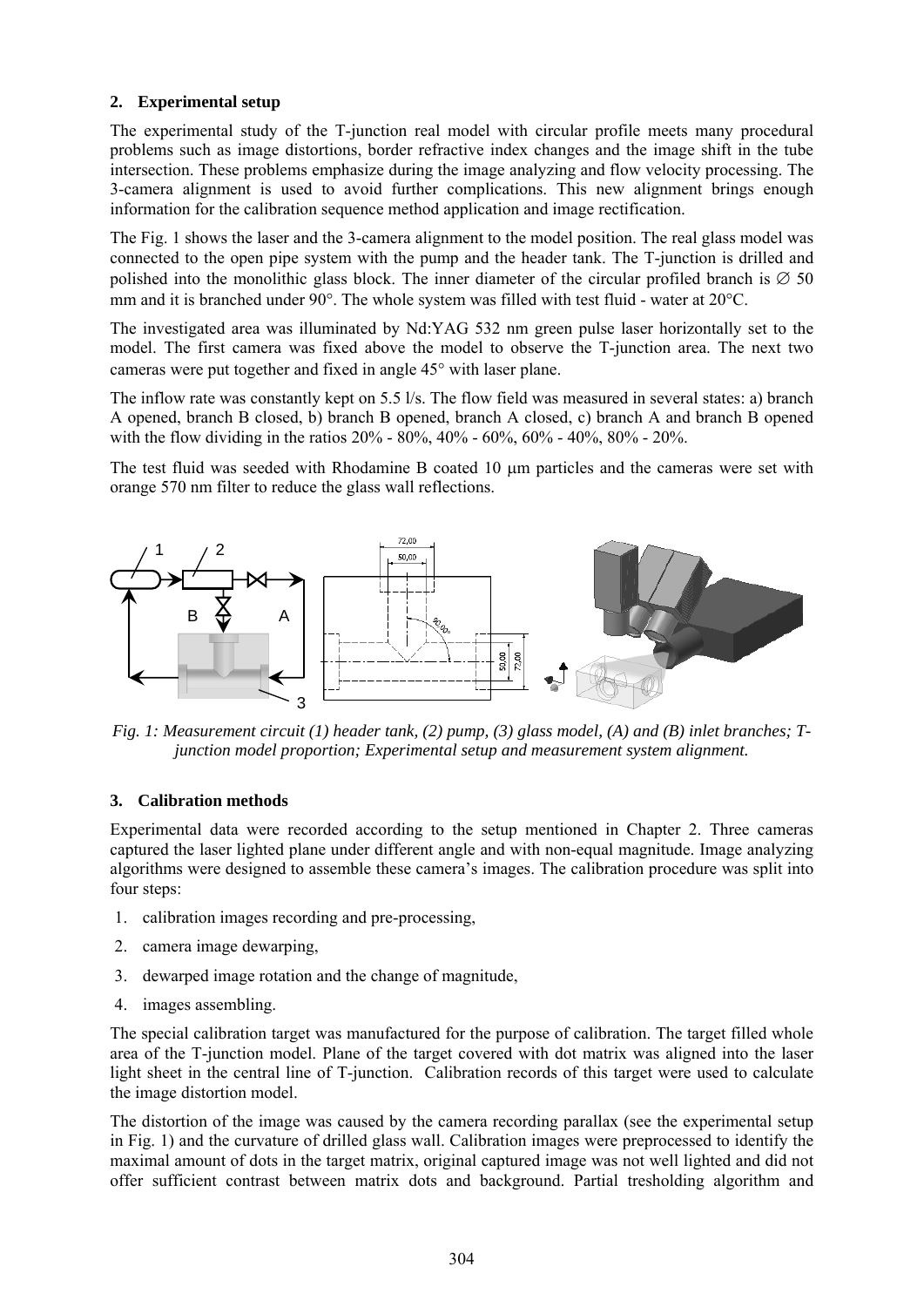## 2. Experimental setup

The experimental study of the T-junction real model with circular profile meets many procedural problems such as image distortions, border refractive index changes and the image shift in the tube intersection. These problems emphasize during the image analyzing and flow velocity processing. The 3-camera alignment is used to avoid further complications. This new alignment brings enough information for the calibration sequence method application and image rectification.

The Fig. 1 shows the laser and the 3-camera alignment to the model position. The real glass model was connected to the open pipe system with the pump and the header tank. The T-junction is drilled and polished into the monolithic glass block. The inner diameter of the circular profiled branch is ∅ 50 mm and it is branched under 90°. The whole system was filled with test fluid - water at 20°C.

The investigated area was illuminated by Nd:YAG 532 nm green pulse laser horizontally set to the model. The first camera was fixed above the model to observe the T-junction area. The next two cameras were put together and fixed in angle 45° with laser plane.

The inflow rate was constantly kept on 5.5 l/s. The flow field was measured in several states: a) branch A opened, branch B closed, b) branch B opened, branch A closed, c) branch A and branch B opened with the flow dividing in the ratios 20% - 80%, 40% - 60%, 60% - 40%, 80% - 20%.

The test fluid was seeded with Rhodamine B coated 10 μm particles and the cameras were set with orange 570 nm filter to reduce the glass wall reflections.

*Fig. 1: Measurement circuit (1) header tank, (2) pump, (3) glass model, (A) and (B) inlet branches; T-junction model proportion; Experimental setup and measurement system alignment.*

## 3. Calibration methods

Experimental data were recorded according to the setup mentioned in Chapter 2. Three cameras captured the laser lighted plane under different angle and with non-equal magnitude. Image analyzing algorithms were designed to assemble these camera's images. The calibration procedure was split into four steps:

1. calibration images recording and pre-processing,
2. camera image dewarping,
3. dewarped image rotation and the change of magnitude,
4. images assembling.

The special calibration target was manufactured for the purpose of calibration. The target filled whole area of the T-junction model. Plane of the target covered with dot matrix was aligned into the laser light sheet in the central line of T-junction. Calibration records of this target were used to calculate the image distortion model.

The distortion of the image was caused by the camera recording parallax (see the experimental setup in Fig. 1) and the curvature of drilled glass wall. Calibration images were preprocessed to identify the maximal amount of dots in the target matrix, original captured image was not well lighted and did not offer sufficient contrast between matrix dots and background. Partial tresholding algorithm and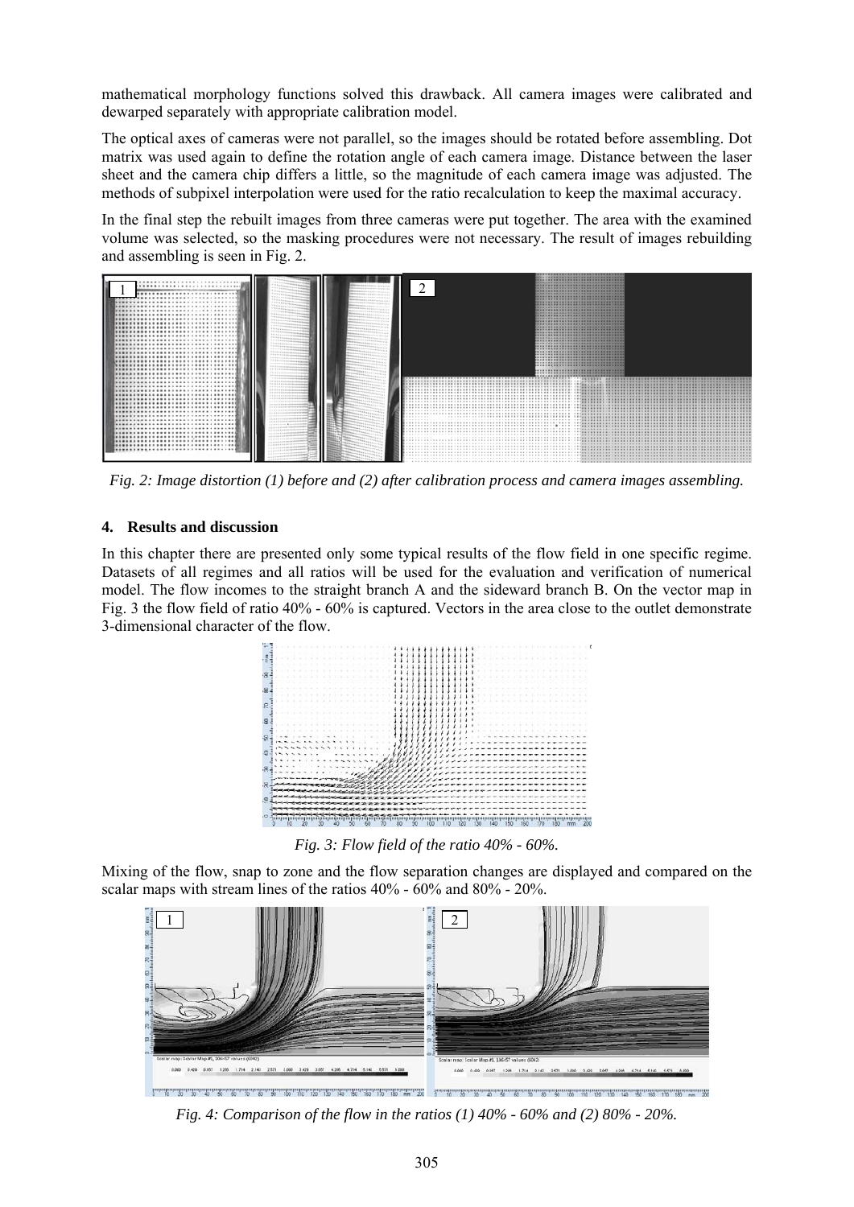mathematical morphology functions solved this drawback. All camera images were calibrated and dewarped separately with appropriate calibration model.

The optical axes of cameras were not parallel, so the images should be rotated before assembling. Dot matrix was used again to define the rotation angle of each camera image. Distance between the laser sheet and the camera chip differs a little, so the magnitude of each camera image was adjusted. The methods of subpixel interpolation were used for the ratio recalculation to keep the maximal accuracy.

In the final step the rebuilt images from three cameras were put together. The area with the examined volume was selected, so the masking procedures were not necessary. The result of images rebuilding and assembling is seen in Fig. 2.

*Fig. 2: Image distortion (1) before and (2) after calibration process and camera images assembling.*

## 4. Results and discussion

In this chapter there are presented only some typical results of the flow field in one specific regime. Datasets of all regimes and all ratios will be used for the evaluation and verification of numerical model. The flow incomes to the straight branch A and the sideward branch B. On the vector map in Fig. 3 the flow field of ratio 40% - 60% is captured. Vectors in the area close to the outlet demonstrate 3-dimensional character of the flow.

*Fig. 3: Flow field of the ratio 40% - 60%.*

Mixing of the flow, snap to zone and the flow separation changes are displayed and compared on the scalar maps with stream lines of the ratios 40% - 60% and 80% - 20%.

*Fig. 4: Comparison of the flow in the ratios (1) 40% - 60% and (2) 80% - 20%.*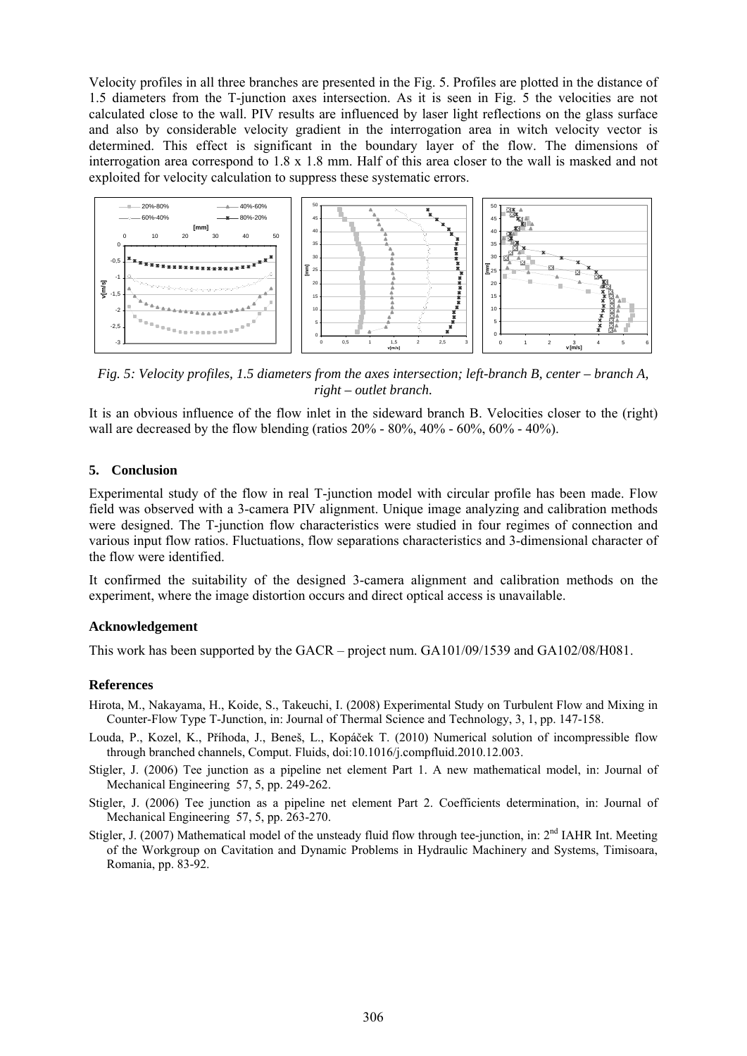Velocity profiles in all three branches are presented in the Fig. 5. Profiles are plotted in the distance of 1.5 diameters from the T-junction axes intersection. As it is seen in Fig. 5 the velocities are not calculated close to the wall. PIV results are influenced by laser light reflections on the glass surface and also by considerable velocity gradient in the interrogation area in witch velocity vector is determined. This effect is significant in the boundary layer of the flow. The dimensions of interrogation area correspond to 1.8 x 1.8 mm. Half of this area closer to the wall is masked and not exploited for velocity calculation to suppress these systematic errors.

20%-80%
40%-60%
60%-40%
80%-20%
[mm]
0 10 20 30 40 50
0
-0,5
-1
-1,5
-2
-2,5
-3
v[m/s]

50 45 40 35 30 25 20 15 10 5 0
[mm]
0 0,5 1 1,5 2 2,5 3
v[m/s]

50 45 40 35 30 25 20 15 10 5 0
[mm]
0 1 2 3 4 5 6
v [m/s]

*Fig. 5: Velocity profiles, 1.5 diameters from the axes intersection; left-branch B, center – branch A, right – outlet branch.*

It is an obvious influence of the flow inlet in the sideward branch B. Velocities closer to the (right) wall are decreased by the flow blending (ratios 20% - 80%, 40% - 60%, 60% - 40%).

## 5. Conclusion

Experimental study of the flow in real T-junction model with circular profile has been made. Flow field was observed with a 3-camera PIV alignment. Unique image analyzing and calibration methods were designed. The T-junction flow characteristics were studied in four regimes of connection and various input flow ratios. Fluctuations, flow separations characteristics and 3-dimensional character of the flow were identified.

It confirmed the suitability of the designed 3-camera alignment and calibration methods on the experiment, where the image distortion occurs and direct optical access is unavailable.

### Acknowledgement

This work has been supported by the GACR – project num. GA101/09/1539 and GA102/08/H081.

### References

Hirota, M., Nakayama, H., Koide, S., Takeuchi, I. (2008) Experimental Study on Turbulent Flow and Mixing in Counter-Flow Type T-Junction, in: Journal of Thermal Science and Technology, 3, 1, pp. 147-158.

Louda, P., Kozel, K., Příhoda, J., Beneš, L., Kopáček T. (2010) Numerical solution of incompressible flow through branched channels, Comput. Fluids, doi:10.1016/j.compfluid.2010.12.003.

Stigler, J. (2006) Tee junction as a pipeline net element Part 1. A new mathematical model, in: Journal of Mechanical Engineering 57, 5, pp. 249-262.

Stigler, J. (2006) Tee junction as a pipeline net element Part 2. Coefficients determination, in: Journal of Mechanical Engineering 57, 5, pp. 263-270.

Stigler, J. (2007) Mathematical model of the unsteady fluid flow through tee-junction, in: 2nd IAHR Int. Meeting of the Workgroup on Cavitation and Dynamic Problems in Hydraulic Machinery and Systems, Timisoara, Romania, pp. 83-92.